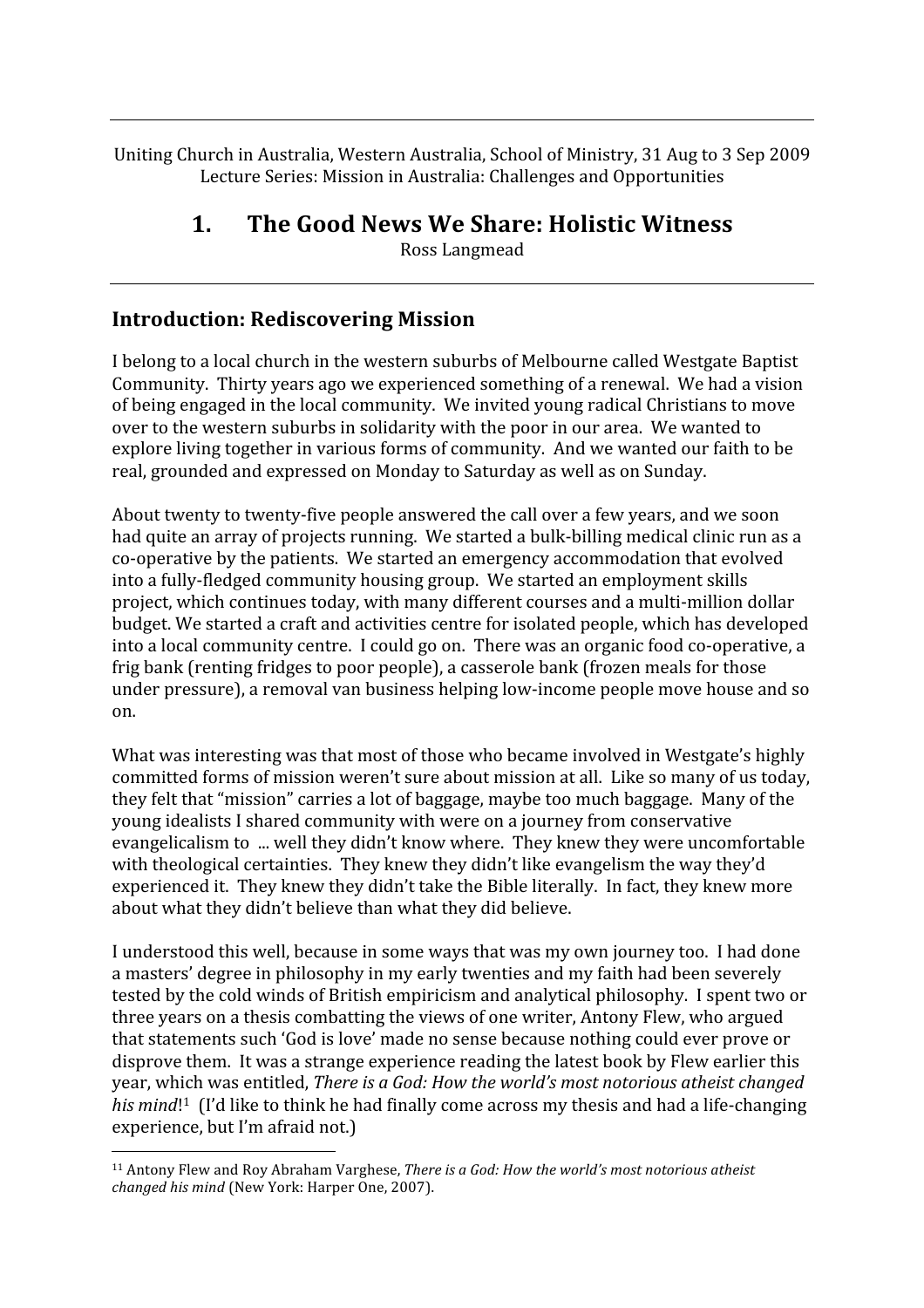Uniting Church in Australia, Western Australia, School of Ministry, 31 Aug to 3 Sep 2009
Lecture Series: Mission in Australia: Challenges and Opportunities

# 1. The Good News We Share: Holistic Witness

Ross Langmead

## Introduction: Rediscovering Mission

I belong to a local church in the western suburbs of Melbourne called Westgate Baptist Community. Thirty years ago we experienced something of a renewal. We had a vision of being engaged in the local community. We invited young radical Christians to move over to the western suburbs in solidarity with the poor in our area. We wanted to explore living together in various forms of community. And we wanted our faith to be real, grounded and expressed on Monday to Saturday as well as on Sunday.

About twenty to twenty-five people answered the call over a few years, and we soon had quite an array of projects running. We started a bulk-billing medical clinic run as a co-operative by the patients. We started an emergency accommodation that evolved into a fully-fledged community housing group. We started an employment skills project, which continues today, with many different courses and a multi-million dollar budget. We started a craft and activities centre for isolated people, which has developed into a local community centre. I could go on. There was an organic food co-operative, a frig bank (renting fridges to poor people), a casserole bank (frozen meals for those under pressure), a removal van business helping low-income people move house and so on.

What was interesting was that most of those who became involved in Westgate's highly committed forms of mission weren't sure about mission at all. Like so many of us today, they felt that "mission" carries a lot of baggage, maybe too much baggage. Many of the young idealists I shared community with were on a journey from conservative evangelicalism to ... well they didn't know where. They knew they were uncomfortable with theological certainties. They knew they didn't like evangelism the way they'd experienced it. They knew they didn't take the Bible literally. In fact, they knew more about what they didn't believe than what they did believe.

I understood this well, because in some ways that was my own journey too. I had done a masters' degree in philosophy in my early twenties and my faith had been severely tested by the cold winds of British empiricism and analytical philosophy. I spent two or three years on a thesis combatting the views of one writer, Antony Flew, who argued that statements such 'God is love' made no sense because nothing could ever prove or disprove them. It was a strange experience reading the latest book by Flew earlier this year, which was entitled, *There is a God: How the world's most notorious atheist changed his mind*![1] (I'd like to think he had finally come across my thesis and had a life-changing experience, but I'm afraid not.)

---

[1] Antony Flew and Roy Abraham Varghese, *There is a God: How the world's most notorious atheist changed his mind* (New York: Harper One, 2007).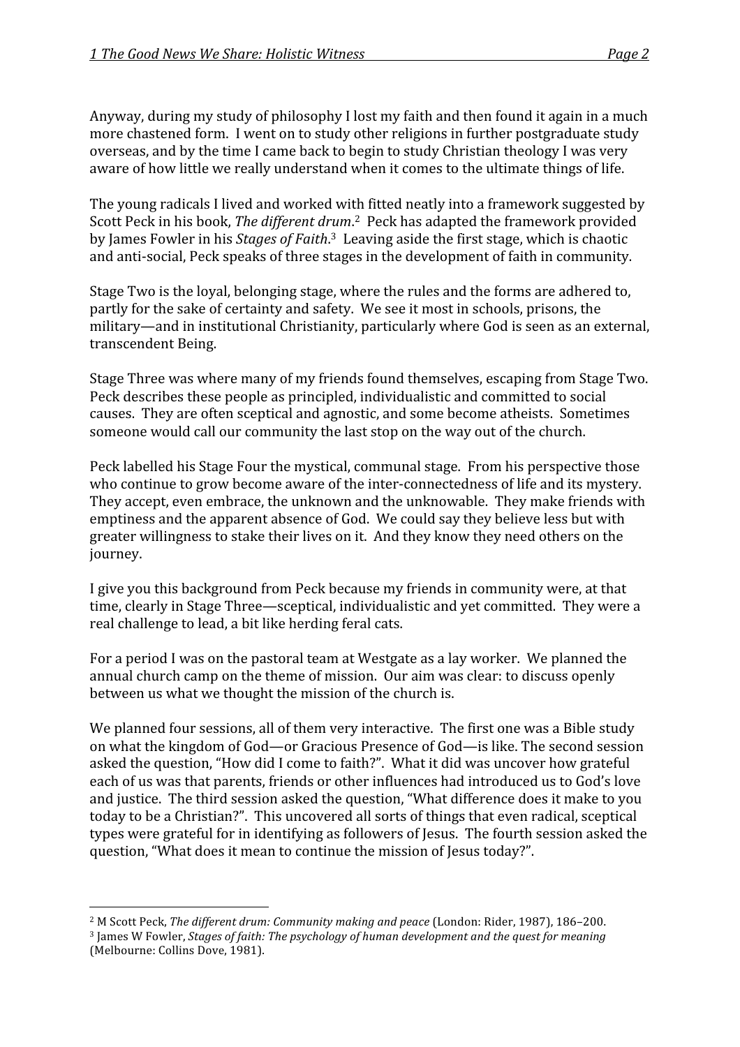Anyway, during my study of philosophy I lost my faith and then found it again in a much more chastened form. I went on to study other religions in further postgraduate study overseas, and by the time I came back to begin to study Christian theology I was very aware of how little we really understand when it comes to the ultimate things of life.

The young radicals I lived and worked with fitted neatly into a framework suggested by Scott Peck in his book, *The different drum*.[2] Peck has adapted the framework provided by James Fowler in his *Stages of Faith*.[3] Leaving aside the first stage, which is chaotic and anti-social, Peck speaks of three stages in the development of faith in community.

Stage Two is the loyal, belonging stage, where the rules and the forms are adhered to, partly for the sake of certainty and safety. We see it most in schools, prisons, the military—and in institutional Christianity, particularly where God is seen as an external, transcendent Being.

Stage Three was where many of my friends found themselves, escaping from Stage Two. Peck describes these people as principled, individualistic and committed to social causes. They are often sceptical and agnostic, and some become atheists. Sometimes someone would call our community the last stop on the way out of the church.

Peck labelled his Stage Four the mystical, communal stage. From his perspective those who continue to grow become aware of the inter-connectedness of life and its mystery. They accept, even embrace, the unknown and the unknowable. They make friends with emptiness and the apparent absence of God. We could say they believe less but with greater willingness to stake their lives on it. And they know they need others on the journey.

I give you this background from Peck because my friends in community were, at that time, clearly in Stage Three—sceptical, individualistic and yet committed. They were a real challenge to lead, a bit like herding feral cats.

For a period I was on the pastoral team at Westgate as a lay worker. We planned the annual church camp on the theme of mission. Our aim was clear: to discuss openly between us what we thought the mission of the church is.

We planned four sessions, all of them very interactive. The first one was a Bible study on what the kingdom of God—or Gracious Presence of God—is like. The second session asked the question, "How did I come to faith?". What it did was uncover how grateful each of us was that parents, friends or other influences had introduced us to God's love and justice. The third session asked the question, "What difference does it make to you today to be a Christian?". This uncovered all sorts of things that even radical, sceptical types were grateful for in identifying as followers of Jesus. The fourth session asked the question, "What does it mean to continue the mission of Jesus today?".

---

[2] M Scott Peck, *The different drum: Community making and peace* (London: Rider, 1987), 186–200.

[3] James W Fowler, *Stages of faith: The psychology of human development and the quest for meaning* (Melbourne: Collins Dove, 1981).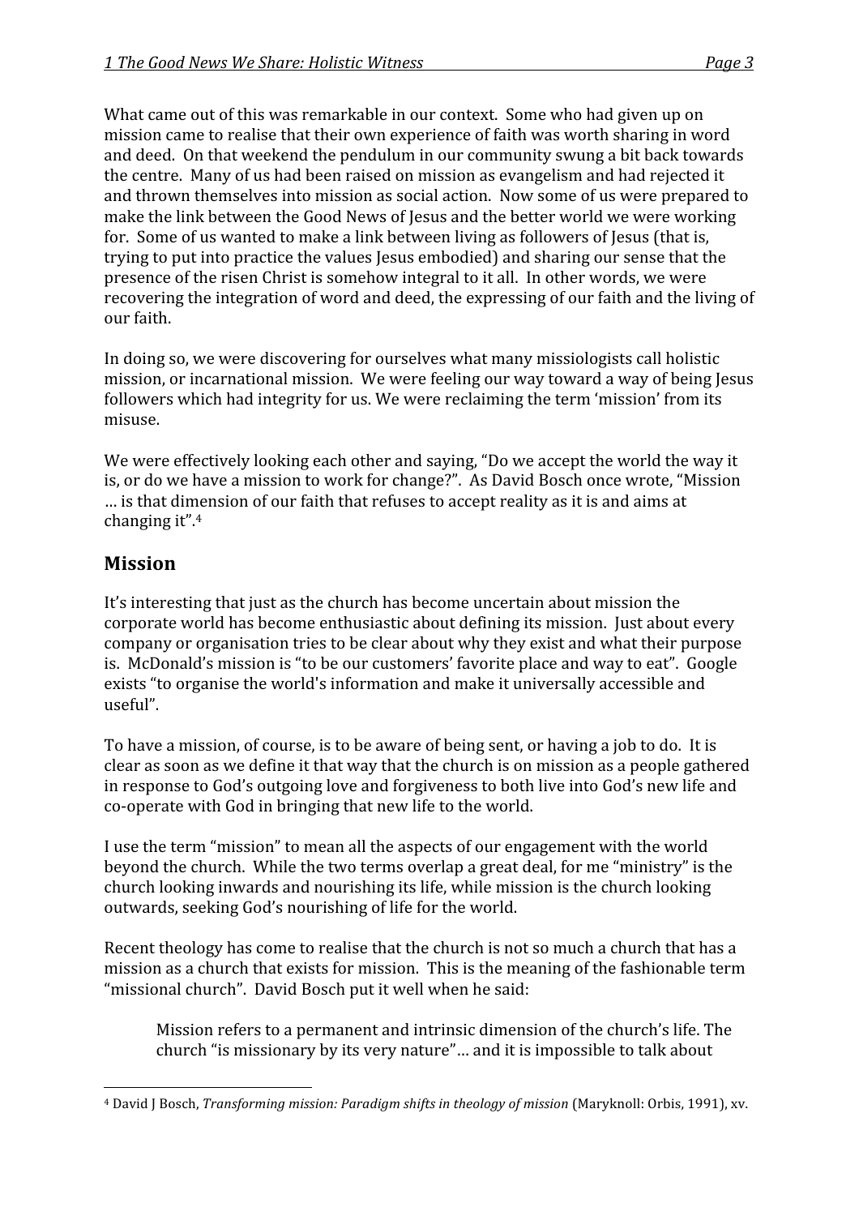What came out of this was remarkable in our context. Some who had given up on mission came to realise that their own experience of faith was worth sharing in word and deed. On that weekend the pendulum in our community swung a bit back towards the centre. Many of us had been raised on mission as evangelism and had rejected it and thrown themselves into mission as social action. Now some of us were prepared to make the link between the Good News of Jesus and the better world we were working for. Some of us wanted to make a link between living as followers of Jesus (that is, trying to put into practice the values Jesus embodied) and sharing our sense that the presence of the risen Christ is somehow integral to it all. In other words, we were recovering the integration of word and deed, the expressing of our faith and the living of our faith.

In doing so, we were discovering for ourselves what many missiologists call holistic mission, or incarnational mission. We were feeling our way toward a way of being Jesus followers which had integrity for us. We were reclaiming the term 'mission' from its misuse.

We were effectively looking each other and saying, "Do we accept the world the way it is, or do we have a mission to work for change?". As David Bosch once wrote, "Mission … is that dimension of our faith that refuses to accept reality as it is and aims at changing it".[4]

## Mission

It's interesting that just as the church has become uncertain about mission the corporate world has become enthusiastic about defining its mission. Just about every company or organisation tries to be clear about why they exist and what their purpose is. McDonald's mission is "to be our customers' favorite place and way to eat". Google exists "to organise the world's information and make it universally accessible and useful".

To have a mission, of course, is to be aware of being sent, or having a job to do. It is clear as soon as we define it that way that the church is on mission as a people gathered in response to God's outgoing love and forgiveness to both live into God's new life and co-operate with God in bringing that new life to the world.

I use the term "mission" to mean all the aspects of our engagement with the world beyond the church. While the two terms overlap a great deal, for me "ministry" is the church looking inwards and nourishing its life, while mission is the church looking outwards, seeking God's nourishing of life for the world.

Recent theology has come to realise that the church is not so much a church that has a mission as a church that exists for mission. This is the meaning of the fashionable term "missional church". David Bosch put it well when he said:

> Mission refers to a permanent and intrinsic dimension of the church's life. The church "is missionary by its very nature"… and it is impossible to talk about

---

[4] David J Bosch, *Transforming mission: Paradigm shifts in theology of mission* (Maryknoll: Orbis, 1991), xv.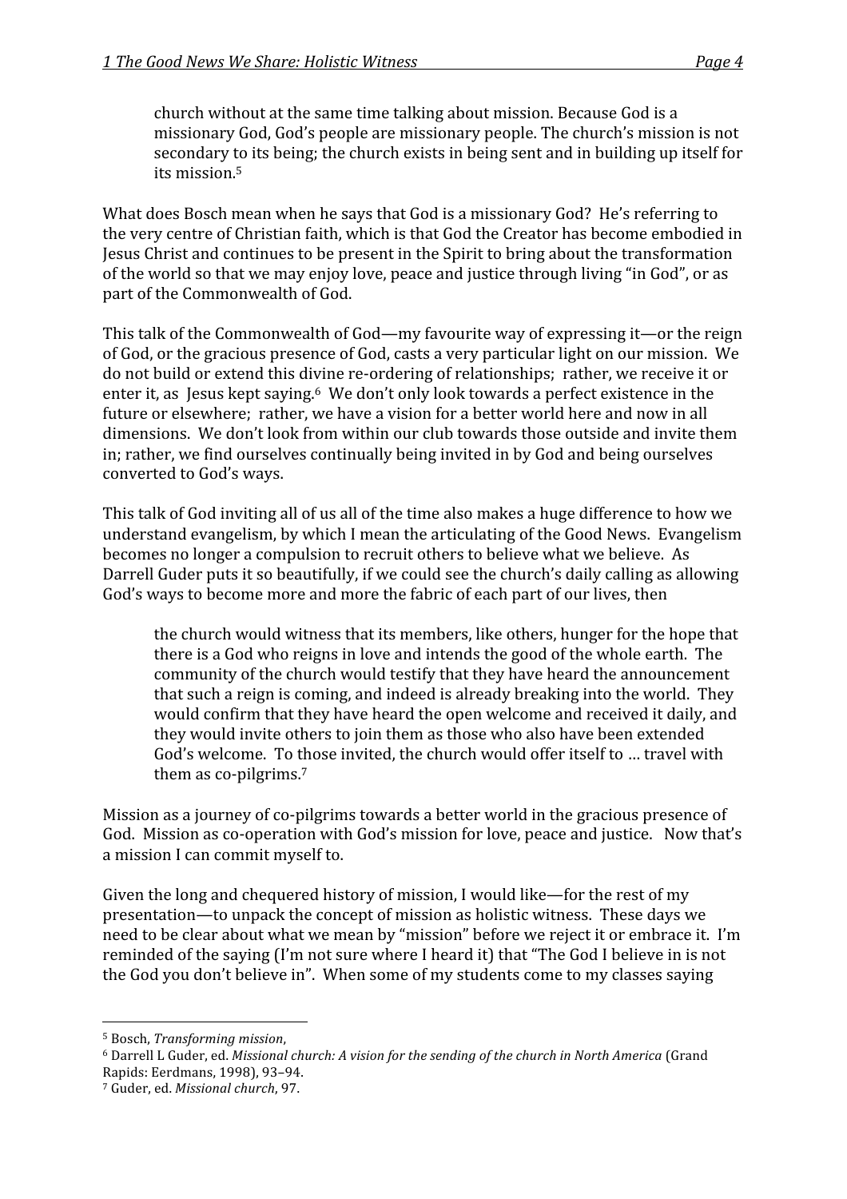> church without at the same time talking about mission. Because God is a missionary God, God's people are missionary people. The church's mission is not secondary to its being; the church exists in being sent and in building up itself for its mission.[5]

What does Bosch mean when he says that God is a missionary God? He's referring to the very centre of Christian faith, which is that God the Creator has become embodied in Jesus Christ and continues to be present in the Spirit to bring about the transformation of the world so that we may enjoy love, peace and justice through living "in God", or as part of the Commonwealth of God.

This talk of the Commonwealth of God—my favourite way of expressing it—or the reign of God, or the gracious presence of God, casts a very particular light on our mission. We do not build or extend this divine re-ordering of relationships; rather, we receive it or enter it, as Jesus kept saying.[6] We don't only look towards a perfect existence in the future or elsewhere; rather, we have a vision for a better world here and now in all dimensions. We don't look from within our club towards those outside and invite them in; rather, we find ourselves continually being invited in by God and being ourselves converted to God's ways.

This talk of God inviting all of us all of the time also makes a huge difference to how we understand evangelism, by which I mean the articulating of the Good News. Evangelism becomes no longer a compulsion to recruit others to believe what we believe. As Darrell Guder puts it so beautifully, if we could see the church's daily calling as allowing God's ways to become more and more the fabric of each part of our lives, then

> the church would witness that its members, like others, hunger for the hope that there is a God who reigns in love and intends the good of the whole earth. The community of the church would testify that they have heard the announcement that such a reign is coming, and indeed is already breaking into the world. They would confirm that they have heard the open welcome and received it daily, and they would invite others to join them as those who also have been extended God's welcome. To those invited, the church would offer itself to … travel with them as co-pilgrims.[7]

Mission as a journey of co-pilgrims towards a better world in the gracious presence of God. Mission as co-operation with God's mission for love, peace and justice. Now that's a mission I can commit myself to.

Given the long and chequered history of mission, I would like—for the rest of my presentation—to unpack the concept of mission as holistic witness. These days we need to be clear about what we mean by "mission" before we reject it or embrace it. I'm reminded of the saying (I'm not sure where I heard it) that "The God I believe in is not the God you don't believe in". When some of my students come to my classes saying

---

[5] Bosch, *Transforming mission*,

[6] Darrell L Guder, ed. *Missional church: A vision for the sending of the church in North America* (Grand Rapids: Eerdmans, 1998), 93–94.

[7] Guder, ed. *Missional church*, 97.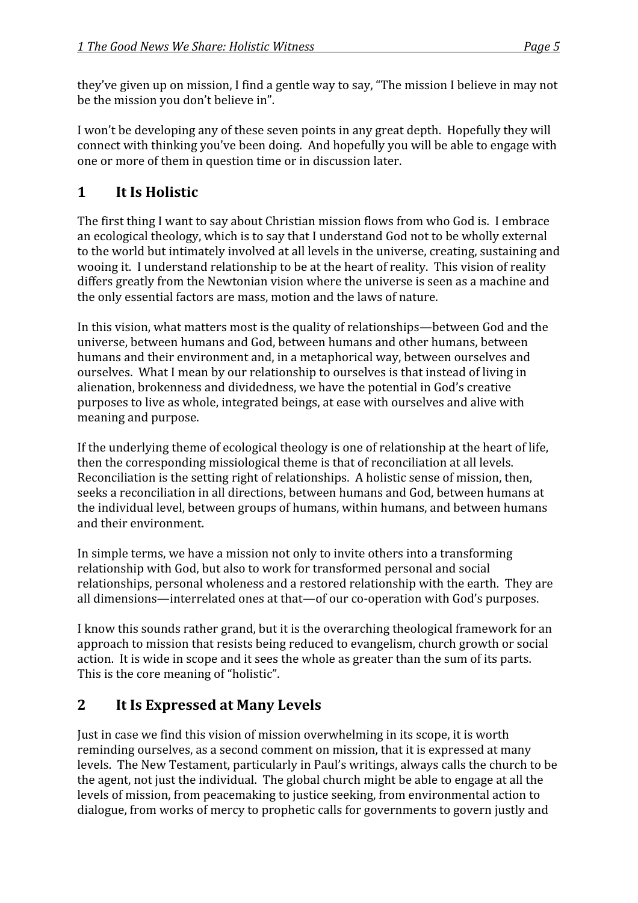they've given up on mission, I find a gentle way to say, "The mission I believe in may not be the mission you don't believe in".

I won't be developing any of these seven points in any great depth. Hopefully they will connect with thinking you've been doing. And hopefully you will be able to engage with one or more of them in question time or in discussion later.

## 1 It Is Holistic

The first thing I want to say about Christian mission flows from who God is. I embrace an ecological theology, which is to say that I understand God not to be wholly external to the world but intimately involved at all levels in the universe, creating, sustaining and wooing it. I understand relationship to be at the heart of reality. This vision of reality differs greatly from the Newtonian vision where the universe is seen as a machine and the only essential factors are mass, motion and the laws of nature.

In this vision, what matters most is the quality of relationships—between God and the universe, between humans and God, between humans and other humans, between humans and their environment and, in a metaphorical way, between ourselves and ourselves. What I mean by our relationship to ourselves is that instead of living in alienation, brokenness and dividedness, we have the potential in God's creative purposes to live as whole, integrated beings, at ease with ourselves and alive with meaning and purpose.

If the underlying theme of ecological theology is one of relationship at the heart of life, then the corresponding missiological theme is that of reconciliation at all levels. Reconciliation is the setting right of relationships. A holistic sense of mission, then, seeks a reconciliation in all directions, between humans and God, between humans at the individual level, between groups of humans, within humans, and between humans and their environment.

In simple terms, we have a mission not only to invite others into a transforming relationship with God, but also to work for transformed personal and social relationships, personal wholeness and a restored relationship with the earth. They are all dimensions—interrelated ones at that—of our co-operation with God's purposes.

I know this sounds rather grand, but it is the overarching theological framework for an approach to mission that resists being reduced to evangelism, church growth or social action. It is wide in scope and it sees the whole as greater than the sum of its parts. This is the core meaning of "holistic".

## 2 It Is Expressed at Many Levels

Just in case we find this vision of mission overwhelming in its scope, it is worth reminding ourselves, as a second comment on mission, that it is expressed at many levels. The New Testament, particularly in Paul's writings, always calls the church to be the agent, not just the individual. The global church might be able to engage at all the levels of mission, from peacemaking to justice seeking, from environmental action to dialogue, from works of mercy to prophetic calls for governments to govern justly and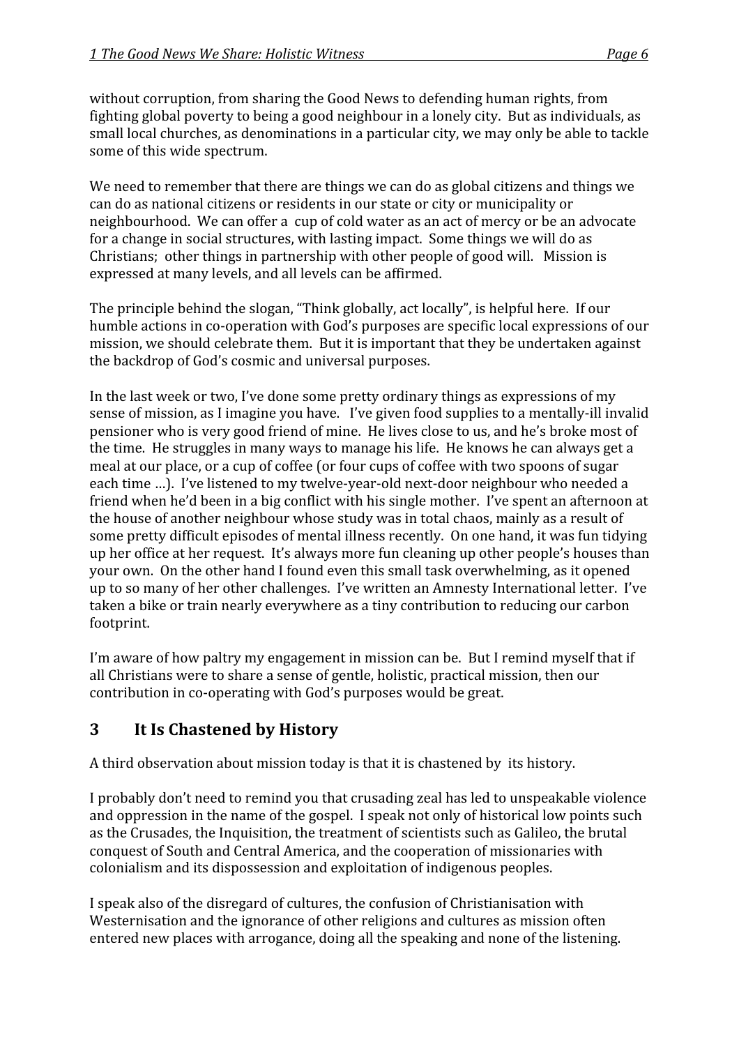without corruption, from sharing the Good News to defending human rights, from fighting global poverty to being a good neighbour in a lonely city. But as individuals, as small local churches, as denominations in a particular city, we may only be able to tackle some of this wide spectrum.

We need to remember that there are things we can do as global citizens and things we can do as national citizens or residents in our state or city or municipality or neighbourhood. We can offer a cup of cold water as an act of mercy or be an advocate for a change in social structures, with lasting impact. Some things we will do as Christians; other things in partnership with other people of good will. Mission is expressed at many levels, and all levels can be affirmed.

The principle behind the slogan, "Think globally, act locally", is helpful here. If our humble actions in co-operation with God's purposes are specific local expressions of our mission, we should celebrate them. But it is important that they be undertaken against the backdrop of God's cosmic and universal purposes.

In the last week or two, I've done some pretty ordinary things as expressions of my sense of mission, as I imagine you have. I've given food supplies to a mentally-ill invalid pensioner who is very good friend of mine. He lives close to us, and he's broke most of the time. He struggles in many ways to manage his life. He knows he can always get a meal at our place, or a cup of coffee (or four cups of coffee with two spoons of sugar each time …). I've listened to my twelve-year-old next-door neighbour who needed a friend when he'd been in a big conflict with his single mother. I've spent an afternoon at the house of another neighbour whose study was in total chaos, mainly as a result of some pretty difficult episodes of mental illness recently. On one hand, it was fun tidying up her office at her request. It's always more fun cleaning up other people's houses than your own. On the other hand I found even this small task overwhelming, as it opened up to so many of her other challenges. I've written an Amnesty International letter. I've taken a bike or train nearly everywhere as a tiny contribution to reducing our carbon footprint.

I'm aware of how paltry my engagement in mission can be. But I remind myself that if all Christians were to share a sense of gentle, holistic, practical mission, then our contribution in co-operating with God's purposes would be great.

## 3 It Is Chastened by History

A third observation about mission today is that it is chastened by its history.

I probably don't need to remind you that crusading zeal has led to unspeakable violence and oppression in the name of the gospel. I speak not only of historical low points such as the Crusades, the Inquisition, the treatment of scientists such as Galileo, the brutal conquest of South and Central America, and the cooperation of missionaries with colonialism and its dispossession and exploitation of indigenous peoples.

I speak also of the disregard of cultures, the confusion of Christianisation with Westernisation and the ignorance of other religions and cultures as mission often entered new places with arrogance, doing all the speaking and none of the listening.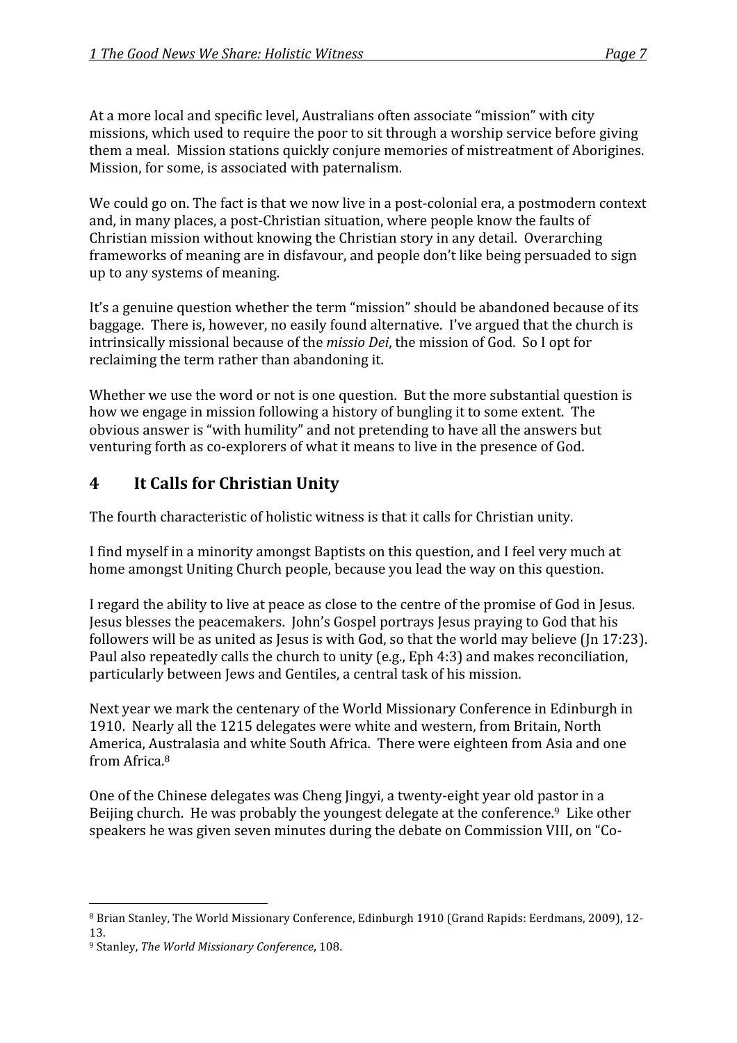At a more local and specific level, Australians often associate "mission" with city missions, which used to require the poor to sit through a worship service before giving them a meal. Mission stations quickly conjure memories of mistreatment of Aborigines. Mission, for some, is associated with paternalism.

We could go on. The fact is that we now live in a post-colonial era, a postmodern context and, in many places, a post-Christian situation, where people know the faults of Christian mission without knowing the Christian story in any detail. Overarching frameworks of meaning are in disfavour, and people don't like being persuaded to sign up to any systems of meaning.

It's a genuine question whether the term "mission" should be abandoned because of its baggage. There is, however, no easily found alternative. I've argued that the church is intrinsically missional because of the *missio Dei*, the mission of God. So I opt for reclaiming the term rather than abandoning it.

Whether we use the word or not is one question. But the more substantial question is how we engage in mission following a history of bungling it to some extent. The obvious answer is "with humility" and not pretending to have all the answers but venturing forth as co-explorers of what it means to live in the presence of God.

## 4 It Calls for Christian Unity

The fourth characteristic of holistic witness is that it calls for Christian unity.

I find myself in a minority amongst Baptists on this question, and I feel very much at home amongst Uniting Church people, because you lead the way on this question.

I regard the ability to live at peace as close to the centre of the promise of God in Jesus. Jesus blesses the peacemakers. John's Gospel portrays Jesus praying to God that his followers will be as united as Jesus is with God, so that the world may believe (Jn 17:23). Paul also repeatedly calls the church to unity (e.g., Eph 4:3) and makes reconciliation, particularly between Jews and Gentiles, a central task of his mission.

Next year we mark the centenary of the World Missionary Conference in Edinburgh in 1910. Nearly all the 1215 delegates were white and western, from Britain, North America, Australasia and white South Africa. There were eighteen from Asia and one from Africa.[8]

One of the Chinese delegates was Cheng Jingyi, a twenty-eight year old pastor in a Beijing church. He was probably the youngest delegate at the conference.[9] Like other speakers he was given seven minutes during the debate on Commission VIII, on "Co-

---

[8] Brian Stanley, The World Missionary Conference, Edinburgh 1910 (Grand Rapids: Eerdmans, 2009), 12-13.

[9] Stanley, *The World Missionary Conference*, 108.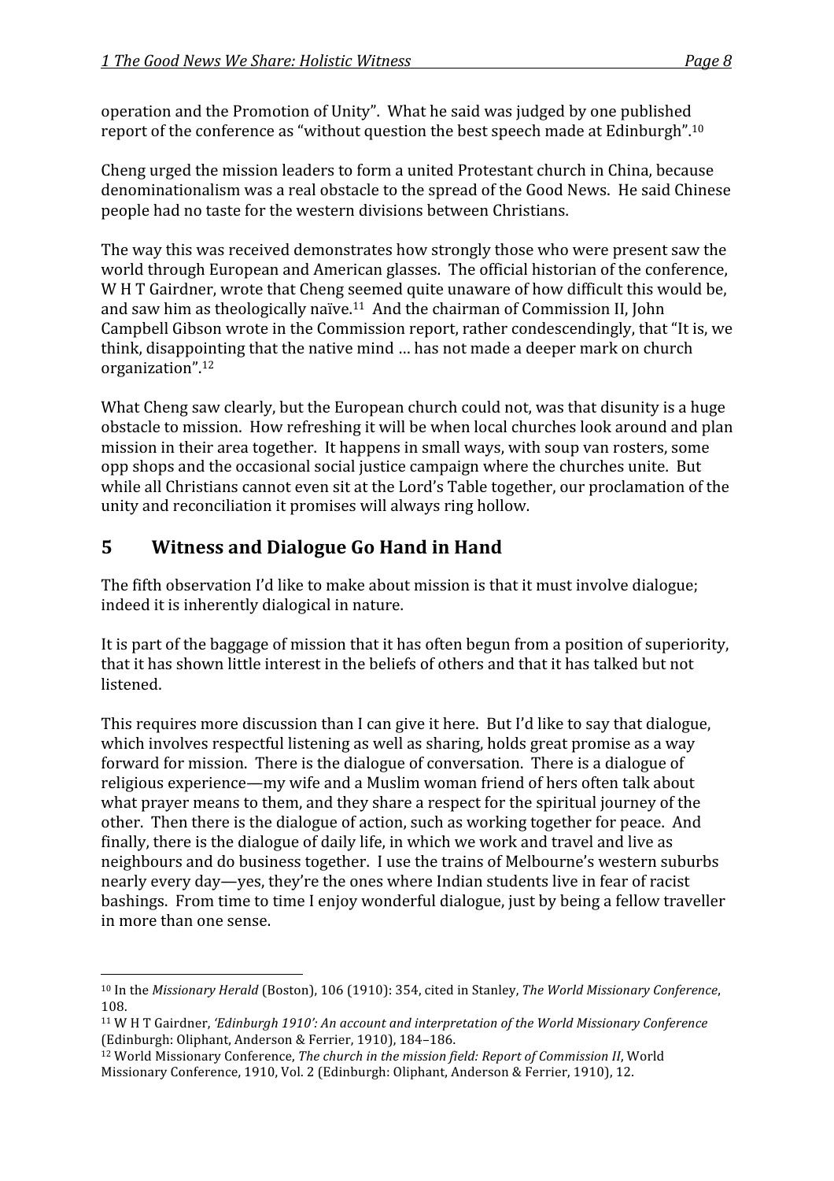operation and the Promotion of Unity". What he said was judged by one published report of the conference as "without question the best speech made at Edinburgh".[10]

Cheng urged the mission leaders to form a united Protestant church in China, because denominationalism was a real obstacle to the spread of the Good News. He said Chinese people had no taste for the western divisions between Christians.

The way this was received demonstrates how strongly those who were present saw the world through European and American glasses. The official historian of the conference, W H T Gairdner, wrote that Cheng seemed quite unaware of how difficult this would be, and saw him as theologically naïve.[11] And the chairman of Commission II, John Campbell Gibson wrote in the Commission report, rather condescendingly, that "It is, we think, disappointing that the native mind … has not made a deeper mark on church organization".[12]

What Cheng saw clearly, but the European church could not, was that disunity is a huge obstacle to mission. How refreshing it will be when local churches look around and plan mission in their area together. It happens in small ways, with soup van rosters, some opp shops and the occasional social justice campaign where the churches unite. But while all Christians cannot even sit at the Lord's Table together, our proclamation of the unity and reconciliation it promises will always ring hollow.

## 5 Witness and Dialogue Go Hand in Hand

The fifth observation I'd like to make about mission is that it must involve dialogue; indeed it is inherently dialogical in nature.

It is part of the baggage of mission that it has often begun from a position of superiority, that it has shown little interest in the beliefs of others and that it has talked but not listened.

This requires more discussion than I can give it here. But I'd like to say that dialogue, which involves respectful listening as well as sharing, holds great promise as a way forward for mission. There is the dialogue of conversation. There is a dialogue of religious experience—my wife and a Muslim woman friend of hers often talk about what prayer means to them, and they share a respect for the spiritual journey of the other. Then there is the dialogue of action, such as working together for peace. And finally, there is the dialogue of daily life, in which we work and travel and live as neighbours and do business together. I use the trains of Melbourne's western suburbs nearly every day—yes, they're the ones where Indian students live in fear of racist bashings. From time to time I enjoy wonderful dialogue, just by being a fellow traveller in more than one sense.

---

[10] In the *Missionary Herald* (Boston), 106 (1910): 354, cited in Stanley, *The World Missionary Conference*, 108.

[11] W H T Gairdner, *'Edinburgh 1910': An account and interpretation of the World Missionary Conference* (Edinburgh: Oliphant, Anderson & Ferrier, 1910), 184–186.

[12] World Missionary Conference, *The church in the mission field: Report of Commission II*, World Missionary Conference, 1910, Vol. 2 (Edinburgh: Oliphant, Anderson & Ferrier, 1910), 12.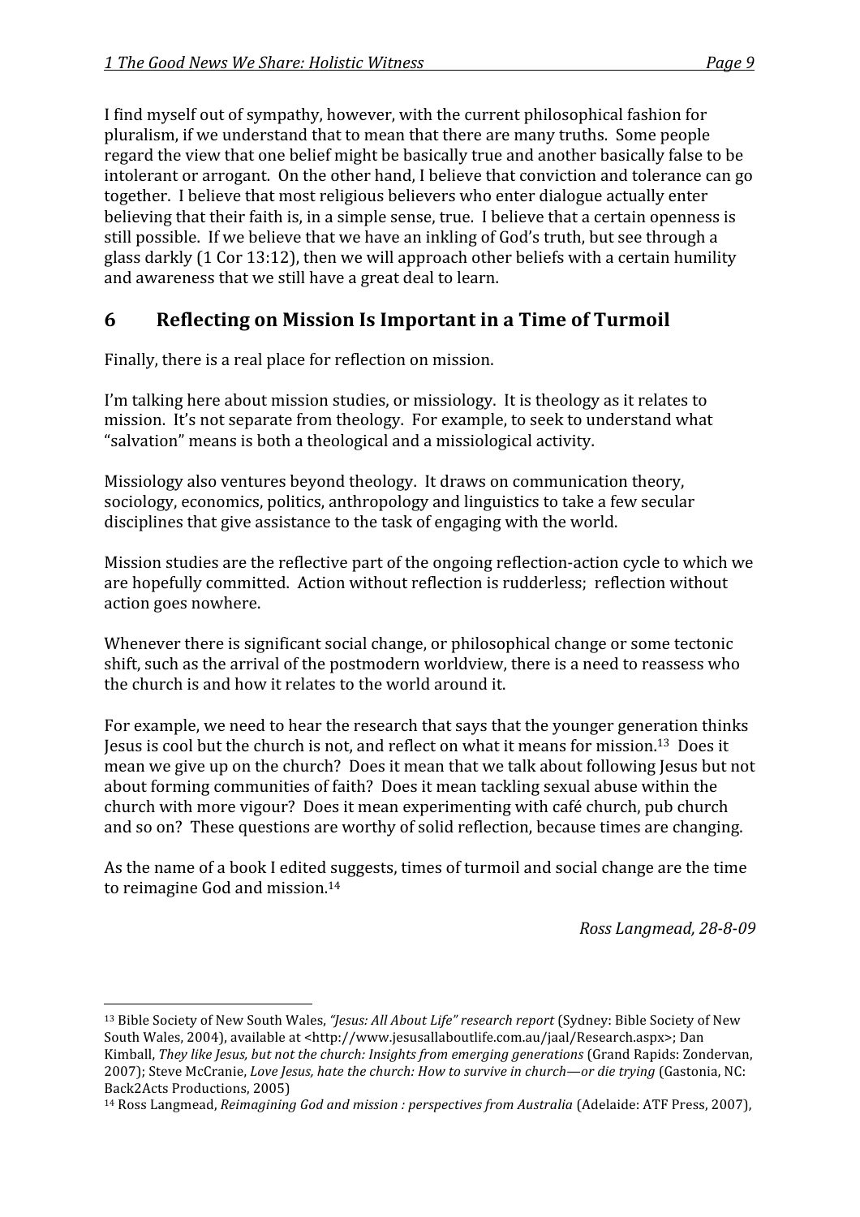I find myself out of sympathy, however, with the current philosophical fashion for pluralism, if we understand that to mean that there are many truths. Some people regard the view that one belief might be basically true and another basically false to be intolerant or arrogant. On the other hand, I believe that conviction and tolerance can go together. I believe that most religious believers who enter dialogue actually enter believing that their faith is, in a simple sense, true. I believe that a certain openness is still possible. If we believe that we have an inkling of God's truth, but see through a glass darkly (1 Cor 13:12), then we will approach other beliefs with a certain humility and awareness that we still have a great deal to learn.

## 6 Reflecting on Mission Is Important in a Time of Turmoil

Finally, there is a real place for reflection on mission.

I'm talking here about mission studies, or missiology. It is theology as it relates to mission. It's not separate from theology. For example, to seek to understand what "salvation" means is both a theological and a missiological activity.

Missiology also ventures beyond theology. It draws on communication theory, sociology, economics, politics, anthropology and linguistics to take a few secular disciplines that give assistance to the task of engaging with the world.

Mission studies are the reflective part of the ongoing reflection-action cycle to which we are hopefully committed. Action without reflection is rudderless; reflection without action goes nowhere.

Whenever there is significant social change, or philosophical change or some tectonic shift, such as the arrival of the postmodern worldview, there is a need to reassess who the church is and how it relates to the world around it.

For example, we need to hear the research that says that the younger generation thinks Jesus is cool but the church is not, and reflect on what it means for mission.[13] Does it mean we give up on the church? Does it mean that we talk about following Jesus but not about forming communities of faith? Does it mean tackling sexual abuse within the church with more vigour? Does it mean experimenting with café church, pub church and so on? These questions are worthy of solid reflection, because times are changing.

As the name of a book I edited suggests, times of turmoil and social change are the time to reimagine God and mission.[14]

*Ross Langmead, 28-8-09*

---

[13] Bible Society of New South Wales, *"Jesus: All About Life" research report* (Sydney: Bible Society of New South Wales, 2004), available at <http://www.jesusallaboutlife.com.au/jaal/Research.aspx>; Dan Kimball, *They like Jesus, but not the church: Insights from emerging generations* (Grand Rapids: Zondervan, 2007); Steve McCranie, *Love Jesus, hate the church: How to survive in church—or die trying* (Gastonia, NC: Back2Acts Productions, 2005)

[14] Ross Langmead, *Reimagining God and mission : perspectives from Australia* (Adelaide: ATF Press, 2007),